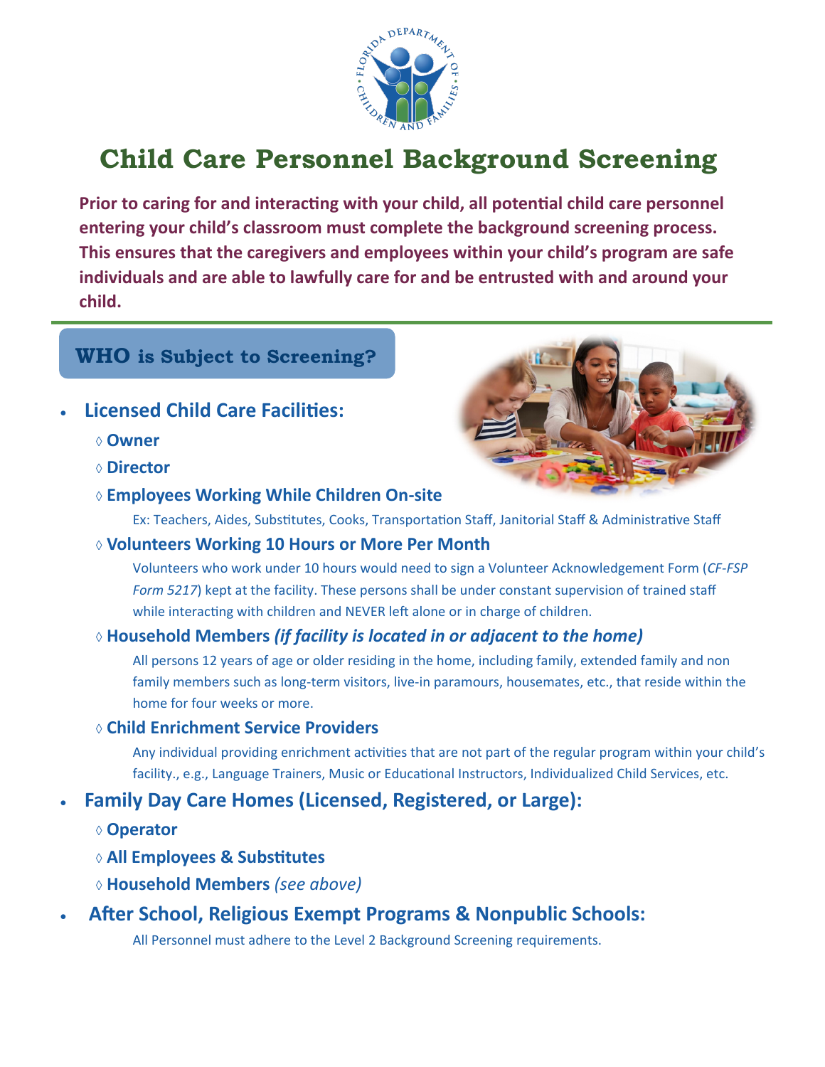# Child Care Personnel Background Screening

**Prior to caring for and interacting with your child, all potential child care personnel entering your child's classroom must complete the background screening process. This ensures that the caregivers and employees within your child's program are safe individuals and are able to lawfully care for and be entrusted with and around your child.**

## WHO is Subject to Screening?

- **Licensed Child Care Facilities:**
  - ◊ **Owner**
  - ◊ **Director**
  - ◊ **Employees Working While Children On-site**

    Ex: Teachers, Aides, Substitutes, Cooks, Transportation Staff, Janitorial Staff & Administrative Staff
  - ◊ **Volunteers Working 10 Hours or More Per Month**

    Volunteers who work under 10 hours would need to sign a Volunteer Acknowledgement Form (*CF-FSP Form 5217*) kept at the facility. These persons shall be under constant supervision of trained staff while interacting with children and NEVER left alone or in charge of children.
  - ◊ **Household Members *(if facility is located in or adjacent to the home)***

    All persons 12 years of age or older residing in the home, including family, extended family and non family members such as long-term visitors, live-in paramours, housemates, etc., that reside within the home for four weeks or more.
  - ◊ **Child Enrichment Service Providers**

    Any individual providing enrichment activities that are not part of the regular program within your child's facility., e.g., Language Trainers, Music or Educational Instructors, Individualized Child Services, etc.
- **Family Day Care Homes (Licensed, Registered, or Large):**
  - ◊ **Operator**
  - ◊ **All Employees & Substitutes**
  - ◊ **Household Members** *(see above)*
- **After School, Religious Exempt Programs & Nonpublic Schools:**

  All Personnel must adhere to the Level 2 Background Screening requirements.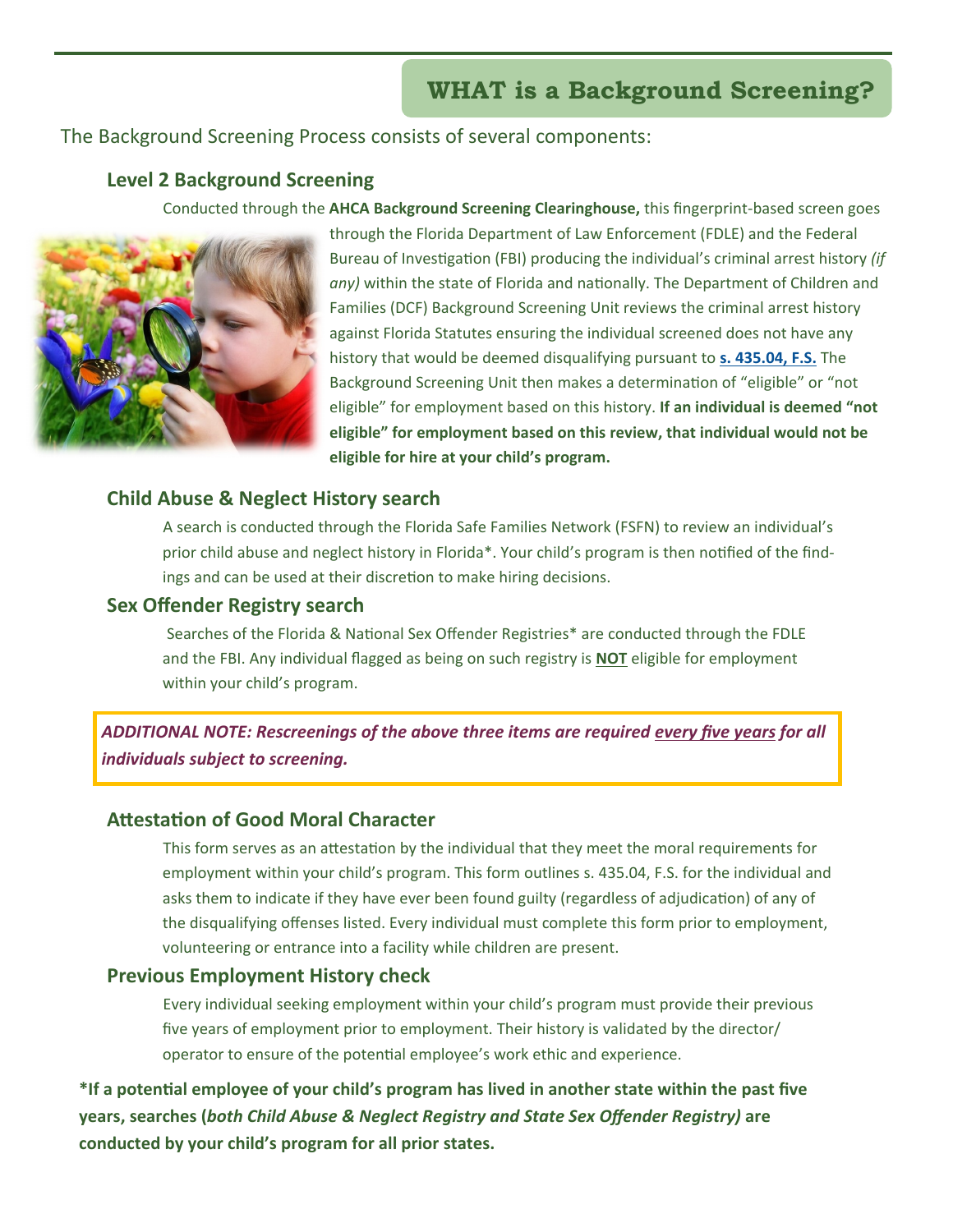# WHAT is a Background Screening?

The Background Screening Process consists of several components:

## Level 2 Background Screening

Conducted through the **AHCA Background Screening Clearinghouse,** this fingerprint-based screen goes through the Florida Department of Law Enforcement (FDLE) and the Federal Bureau of Investigation (FBI) producing the individual's criminal arrest history *(if any)* within the state of Florida and nationally. The Department of Children and Families (DCF) Background Screening Unit reviews the criminal arrest history against Florida Statutes ensuring the individual screened does not have any history that would be deemed disqualifying pursuant to **s. 435.04, F.S.** The Background Screening Unit then makes a determination of "eligible" or "not eligible" for employment based on this history. **If an individual is deemed "not eligible" for employment based on this review, that individual would not be eligible for hire at your child's program.**

## Child Abuse & Neglect History search

A search is conducted through the Florida Safe Families Network (FSFN) to review an individual's prior child abuse and neglect history in Florida*. Your child's program is then notified of the findings and can be used at their discretion to make hiring decisions.

## Sex Offender Registry search

Searches of the Florida & National Sex Offender Registries* are conducted through the FDLE and the FBI. Any individual flagged as being on such registry is **NOT** eligible for employment within your child's program.

***ADDITIONAL NOTE: Rescreenings of the above three items are required every five years for all individuals subject to screening.***

## Attestation of Good Moral Character

This form serves as an attestation by the individual that they meet the moral requirements for employment within your child's program. This form outlines s. 435.04, F.S. for the individual and asks them to indicate if they have ever been found guilty (regardless of adjudication) of any of the disqualifying offenses listed. Every individual must complete this form prior to employment, volunteering or entrance into a facility while children are present.

## Previous Employment History check

Every individual seeking employment within your child's program must provide their previous five years of employment prior to employment. Their history is validated by the director/operator to ensure of the potential employee's work ethic and experience.

**\*If a potential employee of your child's program has lived in another state within the past five years, searches (*both Child Abuse & Neglect Registry and State Sex Offender Registry)* are conducted by your child's program for all prior states.**